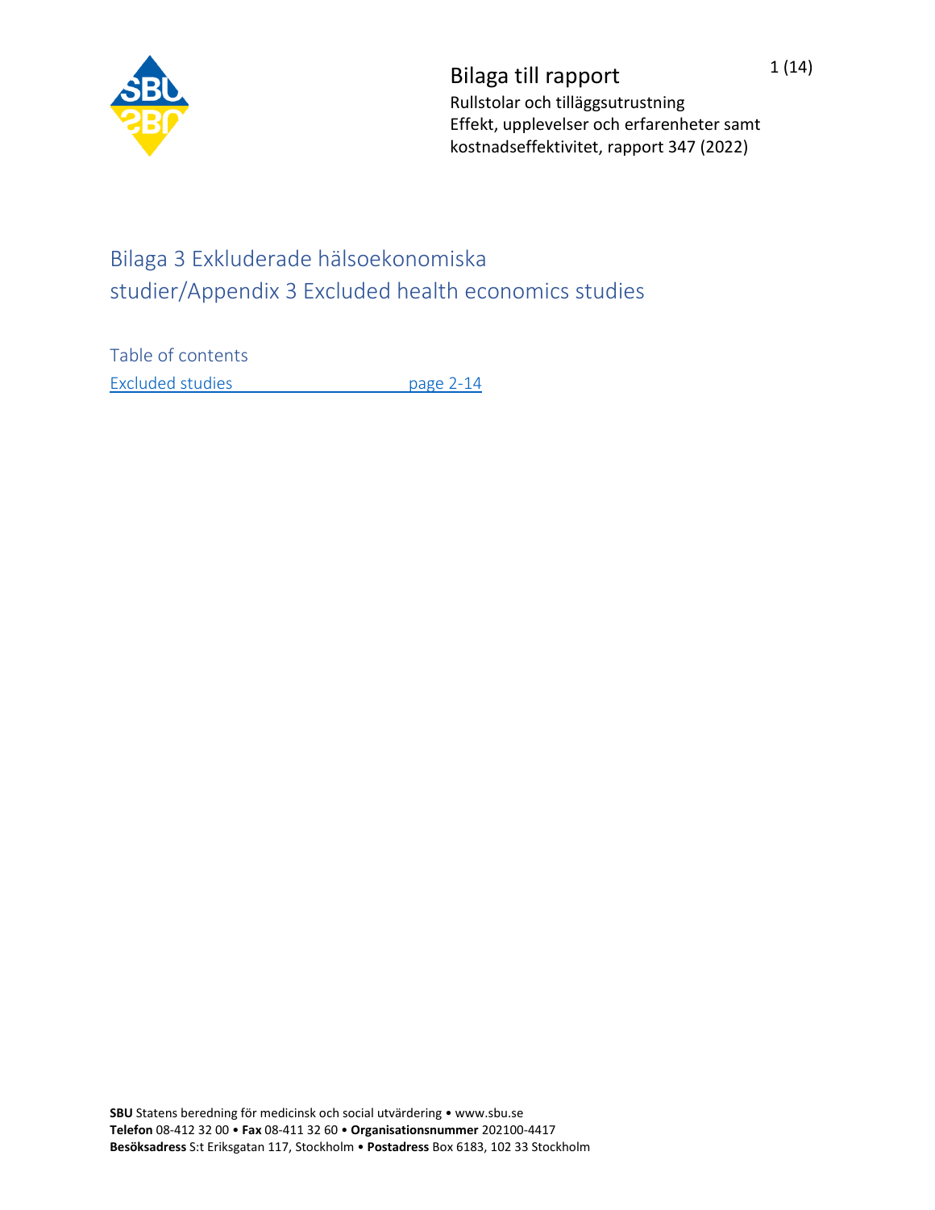# Bilaga till rapport

Rullstolar och tilläggsutrustning
Effekt, upplevelser och erfarenheter samt kostnadseffektivitet, rapport 347 (2022)

## Bilaga 3 Exkluderade hälsoekonomiska studier/Appendix 3 Excluded health economics studies

Table of contents

Excluded studies page 2-14

**SBU** Statens beredning för medicinsk och social utvärdering • www.sbu.se
**Telefon** 08-412 32 00 • **Fax** 08-411 32 60 • **Organisationsnummer** 202100-4417
**Besöksadress** S:t Eriksgatan 117, Stockholm • **Postadress** Box 6183, 102 33 Stockholm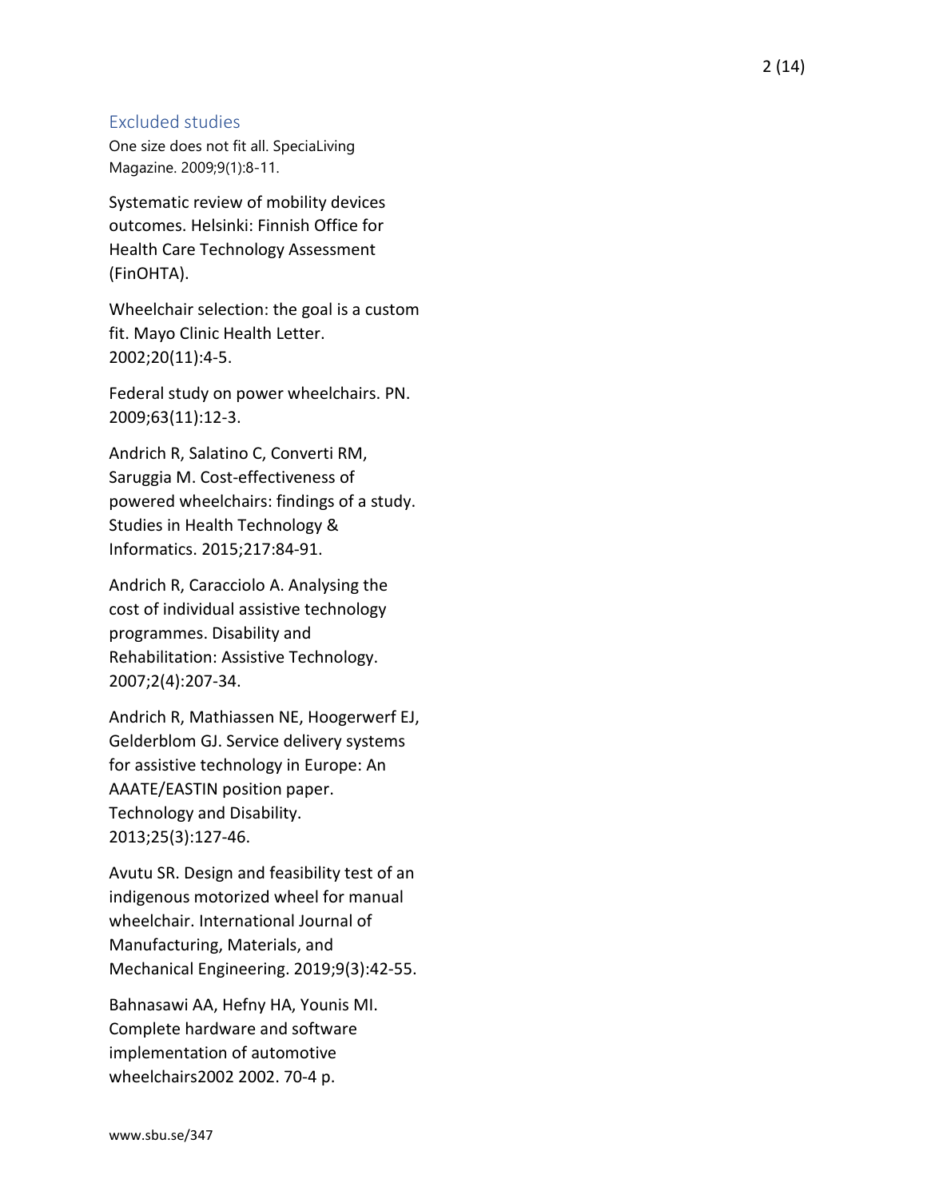## Excluded studies

One size does not fit all. SpeciaLiving Magazine. 2009;9(1):8-11.

Systematic review of mobility devices outcomes. Helsinki: Finnish Office for Health Care Technology Assessment (FinOHTA).

Wheelchair selection: the goal is a custom fit. Mayo Clinic Health Letter. 2002;20(11):4-5.

Federal study on power wheelchairs. PN. 2009;63(11):12-3.

Andrich R, Salatino C, Converti RM, Saruggia M. Cost-effectiveness of powered wheelchairs: findings of a study. Studies in Health Technology & Informatics. 2015;217:84-91.

Andrich R, Caracciolo A. Analysing the cost of individual assistive technology programmes. Disability and Rehabilitation: Assistive Technology. 2007;2(4):207-34.

Andrich R, Mathiassen NE, Hoogerwerf EJ, Gelderblom GJ. Service delivery systems for assistive technology in Europe: An AAATE/EASTIN position paper. Technology and Disability. 2013;25(3):127-46.

Avutu SR. Design and feasibility test of an indigenous motorized wheel for manual wheelchair. International Journal of Manufacturing, Materials, and Mechanical Engineering. 2019;9(3):42-55.

Bahnasawi AA, Hefny HA, Younis MI. Complete hardware and software implementation of automotive wheelchairs2002 2002. 70-4 p.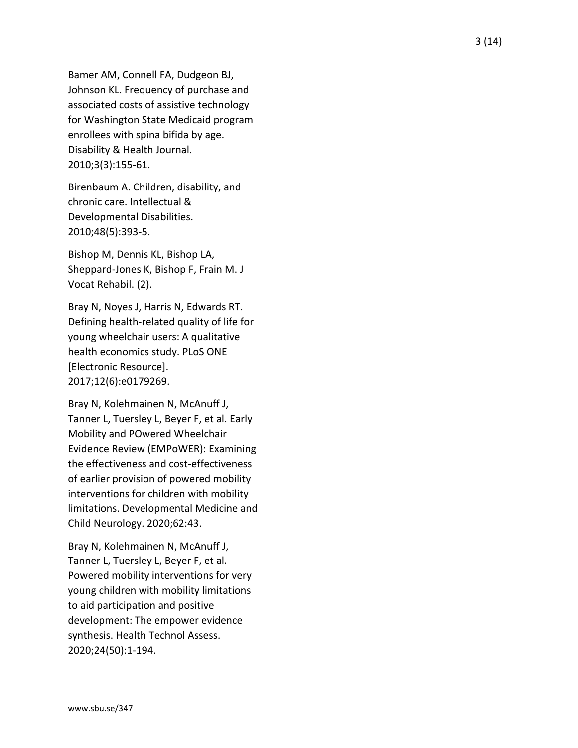Bamer AM, Connell FA, Dudgeon BJ, Johnson KL. Frequency of purchase and associated costs of assistive technology for Washington State Medicaid program enrollees with spina bifida by age. Disability & Health Journal. 2010;3(3):155-61.

Birenbaum A. Children, disability, and chronic care. Intellectual & Developmental Disabilities. 2010;48(5):393-5.

Bishop M, Dennis KL, Bishop LA, Sheppard-Jones K, Bishop F, Frain M. J Vocat Rehabil. (2).

Bray N, Noyes J, Harris N, Edwards RT. Defining health-related quality of life for young wheelchair users: A qualitative health economics study. PLoS ONE [Electronic Resource]. 2017;12(6):e0179269.

Bray N, Kolehmainen N, McAnuff J, Tanner L, Tuersley L, Beyer F, et al. Early Mobility and POwered Wheelchair Evidence Review (EMPoWER): Examining the effectiveness and cost-effectiveness of earlier provision of powered mobility interventions for children with mobility limitations. Developmental Medicine and Child Neurology. 2020;62:43.

Bray N, Kolehmainen N, McAnuff J, Tanner L, Tuersley L, Beyer F, et al. Powered mobility interventions for very young children with mobility limitations to aid participation and positive development: The empower evidence synthesis. Health Technol Assess. 2020;24(50):1-194.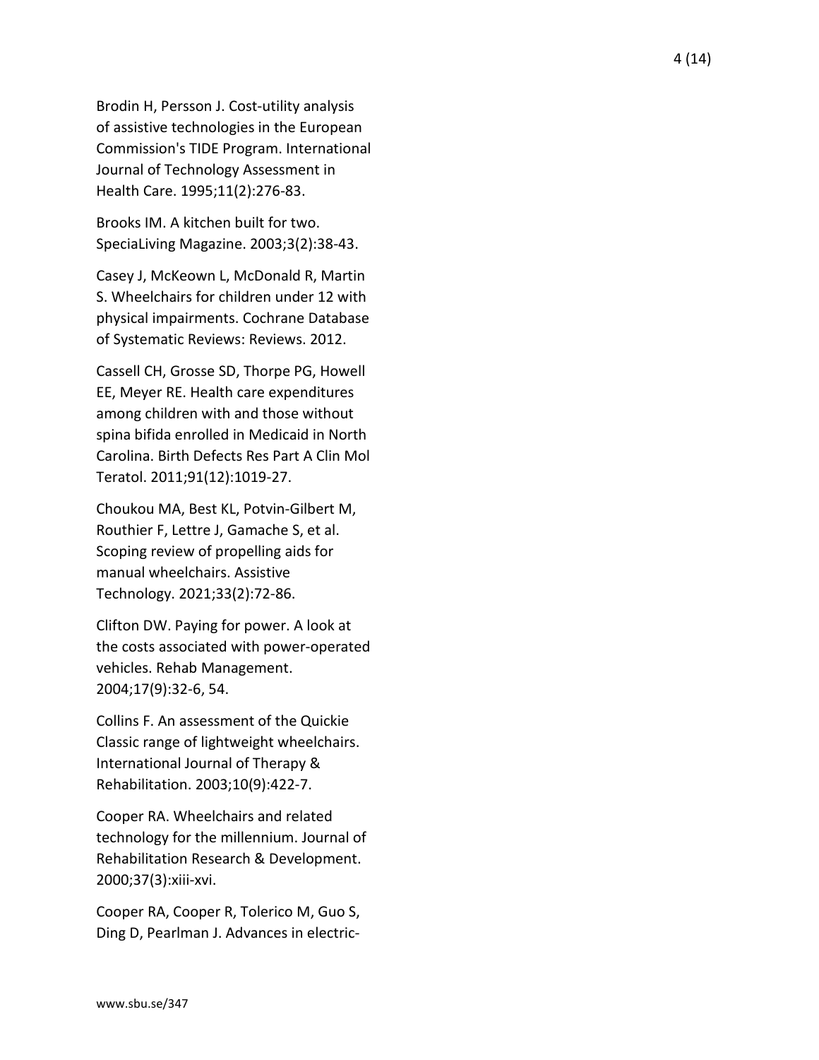Brodin H, Persson J. Cost-utility analysis of assistive technologies in the European Commission's TIDE Program. International Journal of Technology Assessment in Health Care. 1995;11(2):276-83.

Brooks IM. A kitchen built for two. SpeciaLiving Magazine. 2003;3(2):38-43.

Casey J, McKeown L, McDonald R, Martin S. Wheelchairs for children under 12 with physical impairments. Cochrane Database of Systematic Reviews: Reviews. 2012.

Cassell CH, Grosse SD, Thorpe PG, Howell EE, Meyer RE. Health care expenditures among children with and those without spina bifida enrolled in Medicaid in North Carolina. Birth Defects Res Part A Clin Mol Teratol. 2011;91(12):1019-27.

Choukou MA, Best KL, Potvin-Gilbert M, Routhier F, Lettre J, Gamache S, et al. Scoping review of propelling aids for manual wheelchairs. Assistive Technology. 2021;33(2):72-86.

Clifton DW. Paying for power. A look at the costs associated with power-operated vehicles. Rehab Management. 2004;17(9):32-6, 54.

Collins F. An assessment of the Quickie Classic range of lightweight wheelchairs. International Journal of Therapy & Rehabilitation. 2003;10(9):422-7.

Cooper RA. Wheelchairs and related technology for the millennium. Journal of Rehabilitation Research & Development. 2000;37(3):xiii-xvi.

Cooper RA, Cooper R, Tolerico M, Guo S, Ding D, Pearlman J. Advances in electric-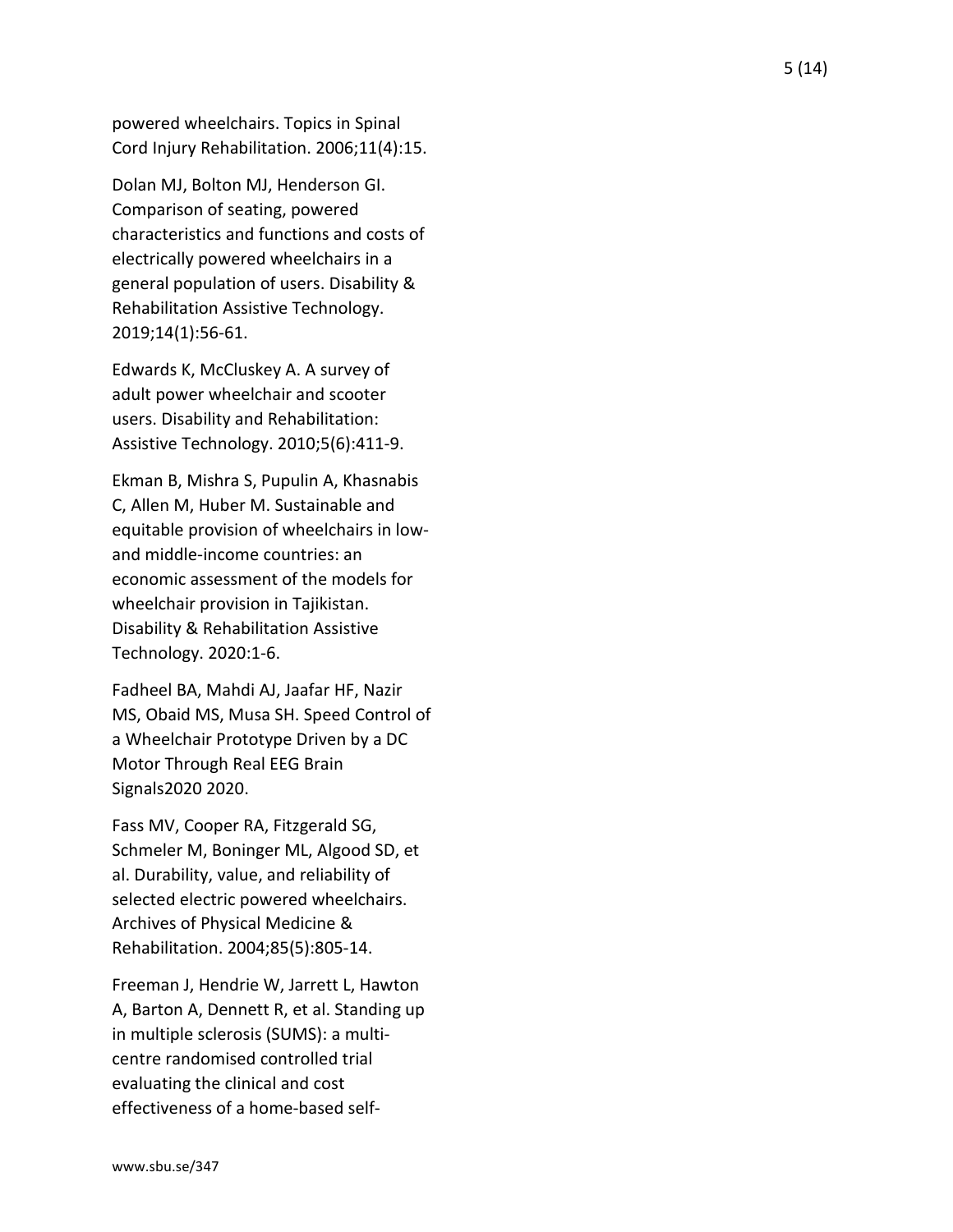powered wheelchairs. Topics in Spinal Cord Injury Rehabilitation. 2006;11(4):15.

Dolan MJ, Bolton MJ, Henderson GI. Comparison of seating, powered characteristics and functions and costs of electrically powered wheelchairs in a general population of users. Disability & Rehabilitation Assistive Technology. 2019;14(1):56-61.

Edwards K, McCluskey A. A survey of adult power wheelchair and scooter users. Disability and Rehabilitation: Assistive Technology. 2010;5(6):411-9.

Ekman B, Mishra S, Pupulin A, Khasnabis C, Allen M, Huber M. Sustainable and equitable provision of wheelchairs in low- and middle-income countries: an economic assessment of the models for wheelchair provision in Tajikistan. Disability & Rehabilitation Assistive Technology. 2020:1-6.

Fadheel BA, Mahdi AJ, Jaafar HF, Nazir MS, Obaid MS, Musa SH. Speed Control of a Wheelchair Prototype Driven by a DC Motor Through Real EEG Brain Signals2020 2020.

Fass MV, Cooper RA, Fitzgerald SG, Schmeler M, Boninger ML, Algood SD, et al. Durability, value, and reliability of selected electric powered wheelchairs. Archives of Physical Medicine & Rehabilitation. 2004;85(5):805-14.

Freeman J, Hendrie W, Jarrett L, Hawton A, Barton A, Dennett R, et al. Standing up in multiple sclerosis (SUMS): a multi-centre randomised controlled trial evaluating the clinical and cost effectiveness of a home-based self-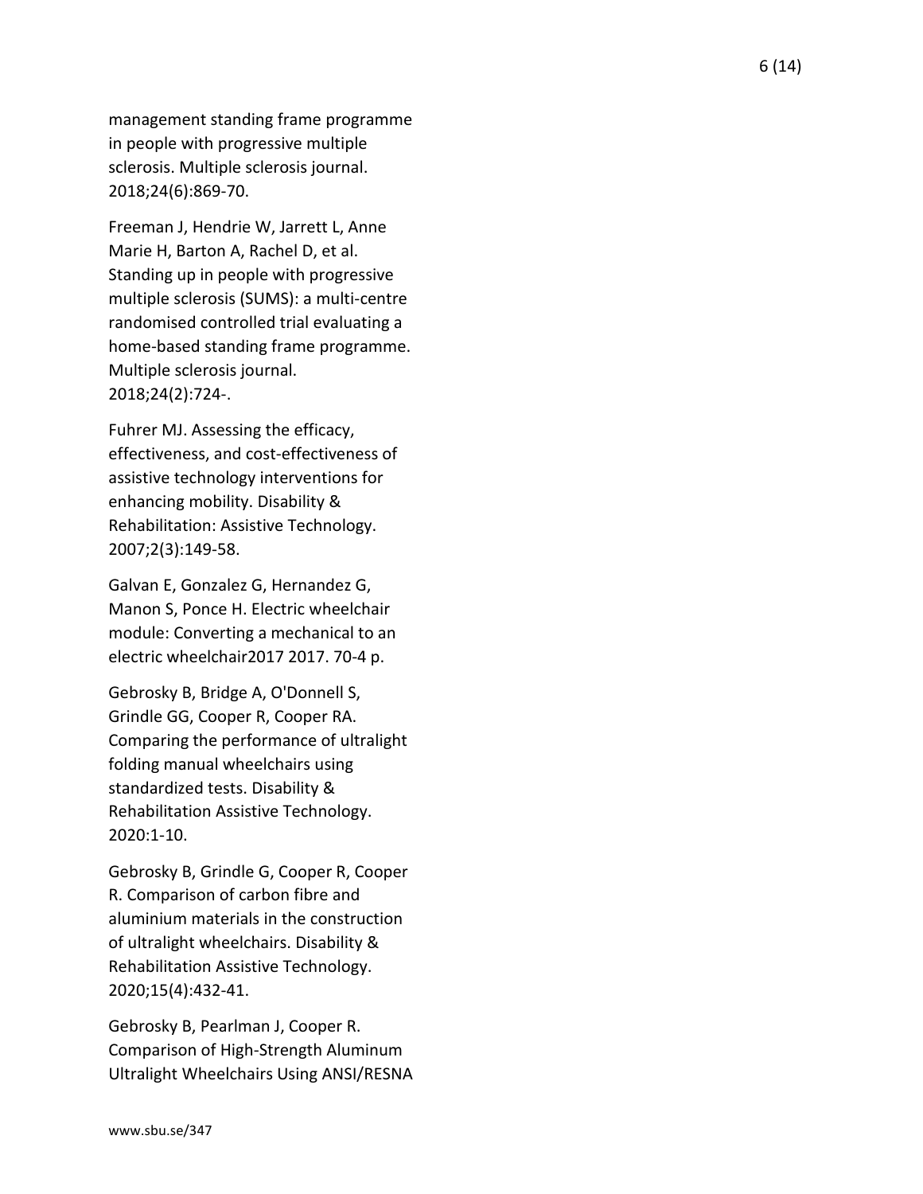management standing frame programme in people with progressive multiple sclerosis. Multiple sclerosis journal. 2018;24(6):869-70.

Freeman J, Hendrie W, Jarrett L, Anne Marie H, Barton A, Rachel D, et al. Standing up in people with progressive multiple sclerosis (SUMS): a multi-centre randomised controlled trial evaluating a home-based standing frame programme. Multiple sclerosis journal. 2018;24(2):724-.

Fuhrer MJ. Assessing the efficacy, effectiveness, and cost-effectiveness of assistive technology interventions for enhancing mobility. Disability & Rehabilitation: Assistive Technology. 2007;2(3):149-58.

Galvan E, Gonzalez G, Hernandez G, Manon S, Ponce H. Electric wheelchair module: Converting a mechanical to an electric wheelchair2017 2017. 70-4 p.

Gebrosky B, Bridge A, O'Donnell S, Grindle GG, Cooper R, Cooper RA. Comparing the performance of ultralight folding manual wheelchairs using standardized tests. Disability & Rehabilitation Assistive Technology. 2020:1-10.

Gebrosky B, Grindle G, Cooper R, Cooper R. Comparison of carbon fibre and aluminium materials in the construction of ultralight wheelchairs. Disability & Rehabilitation Assistive Technology. 2020;15(4):432-41.

Gebrosky B, Pearlman J, Cooper R. Comparison of High-Strength Aluminum Ultralight Wheelchairs Using ANSI/RESNA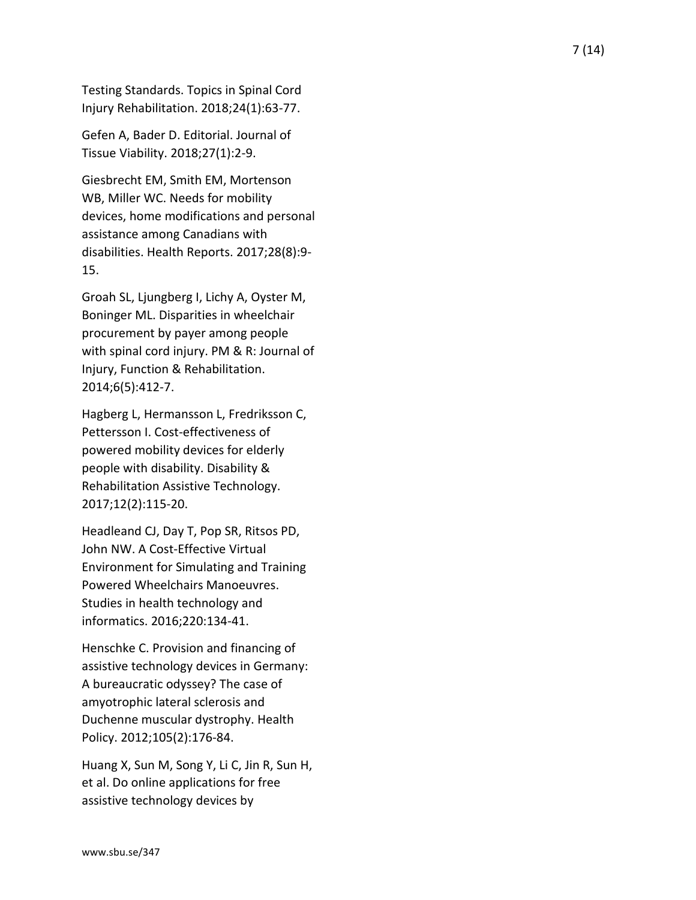Testing Standards. Topics in Spinal Cord Injury Rehabilitation. 2018;24(1):63-77.

Gefen A, Bader D. Editorial. Journal of Tissue Viability. 2018;27(1):2-9.

Giesbrecht EM, Smith EM, Mortenson WB, Miller WC. Needs for mobility devices, home modifications and personal assistance among Canadians with disabilities. Health Reports. 2017;28(8):9-15.

Groah SL, Ljungberg I, Lichy A, Oyster M, Boninger ML. Disparities in wheelchair procurement by payer among people with spinal cord injury. PM & R: Journal of Injury, Function & Rehabilitation. 2014;6(5):412-7.

Hagberg L, Hermansson L, Fredriksson C, Pettersson I. Cost-effectiveness of powered mobility devices for elderly people with disability. Disability & Rehabilitation Assistive Technology. 2017;12(2):115-20.

Headleand CJ, Day T, Pop SR, Ritsos PD, John NW. A Cost-Effective Virtual Environment for Simulating and Training Powered Wheelchairs Manoeuvres. Studies in health technology and informatics. 2016;220:134-41.

Henschke C. Provision and financing of assistive technology devices in Germany: A bureaucratic odyssey? The case of amyotrophic lateral sclerosis and Duchenne muscular dystrophy. Health Policy. 2012;105(2):176-84.

Huang X, Sun M, Song Y, Li C, Jin R, Sun H, et al. Do online applications for free assistive technology devices by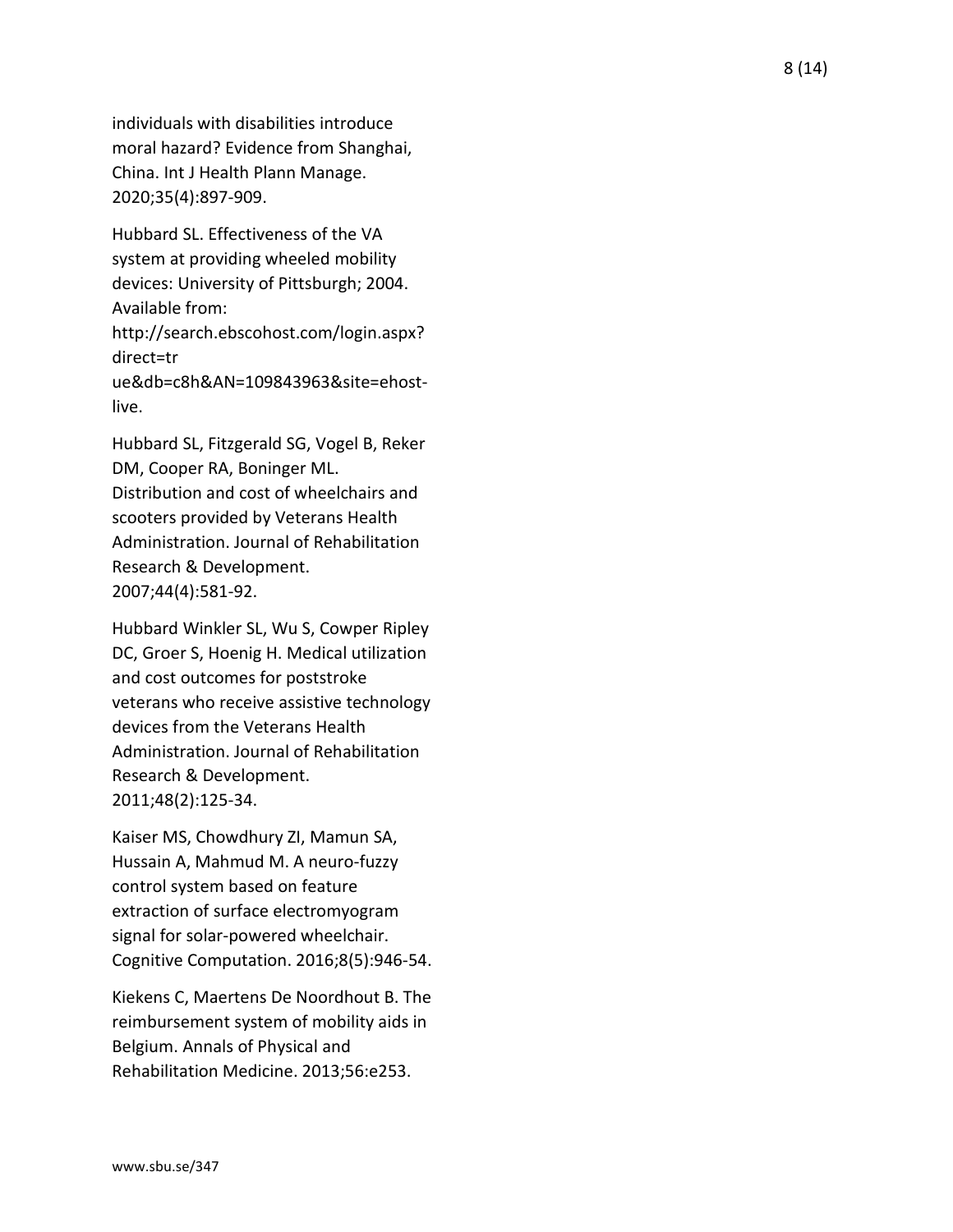individuals with disabilities introduce moral hazard? Evidence from Shanghai, China. Int J Health Plann Manage. 2020;35(4):897-909.

Hubbard SL. Effectiveness of the VA system at providing wheeled mobility devices: University of Pittsburgh; 2004. Available from: http://search.ebscohost.com/login.aspx?direct=true&db=c8h&AN=109843963&site=ehost-live.

Hubbard SL, Fitzgerald SG, Vogel B, Reker DM, Cooper RA, Boninger ML. Distribution and cost of wheelchairs and scooters provided by Veterans Health Administration. Journal of Rehabilitation Research & Development. 2007;44(4):581-92.

Hubbard Winkler SL, Wu S, Cowper Ripley DC, Groer S, Hoenig H. Medical utilization and cost outcomes for poststroke veterans who receive assistive technology devices from the Veterans Health Administration. Journal of Rehabilitation Research & Development. 2011;48(2):125-34.

Kaiser MS, Chowdhury ZI, Mamun SA, Hussain A, Mahmud M. A neuro-fuzzy control system based on feature extraction of surface electromyogram signal for solar-powered wheelchair. Cognitive Computation. 2016;8(5):946-54.

Kiekens C, Maertens De Noordhout B. The reimbursement system of mobility aids in Belgium. Annals of Physical and Rehabilitation Medicine. 2013;56:e253.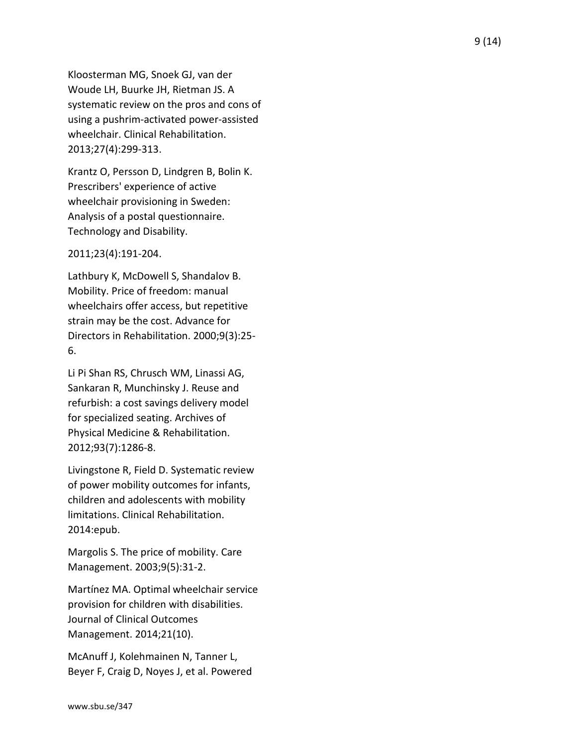Kloosterman MG, Snoek GJ, van der Woude LH, Buurke JH, Rietman JS. A systematic review on the pros and cons of using a pushrim-activated power-assisted wheelchair. Clinical Rehabilitation. 2013;27(4):299-313.

Krantz O, Persson D, Lindgren B, Bolin K. Prescribers' experience of active wheelchair provisioning in Sweden: Analysis of a postal questionnaire. Technology and Disability.

2011;23(4):191-204.

Lathbury K, McDowell S, Shandalov B. Mobility. Price of freedom: manual wheelchairs offer access, but repetitive strain may be the cost. Advance for Directors in Rehabilitation. 2000;9(3):25-6.

Li Pi Shan RS, Chrusch WM, Linassi AG, Sankaran R, Munchinsky J. Reuse and refurbish: a cost savings delivery model for specialized seating. Archives of Physical Medicine & Rehabilitation. 2012;93(7):1286-8.

Livingstone R, Field D. Systematic review of power mobility outcomes for infants, children and adolescents with mobility limitations. Clinical Rehabilitation. 2014:epub.

Margolis S. The price of mobility. Care Management. 2003;9(5):31-2.

Martínez MA. Optimal wheelchair service provision for children with disabilities. Journal of Clinical Outcomes Management. 2014;21(10).

McAnuff J, Kolehmainen N, Tanner L, Beyer F, Craig D, Noyes J, et al. Powered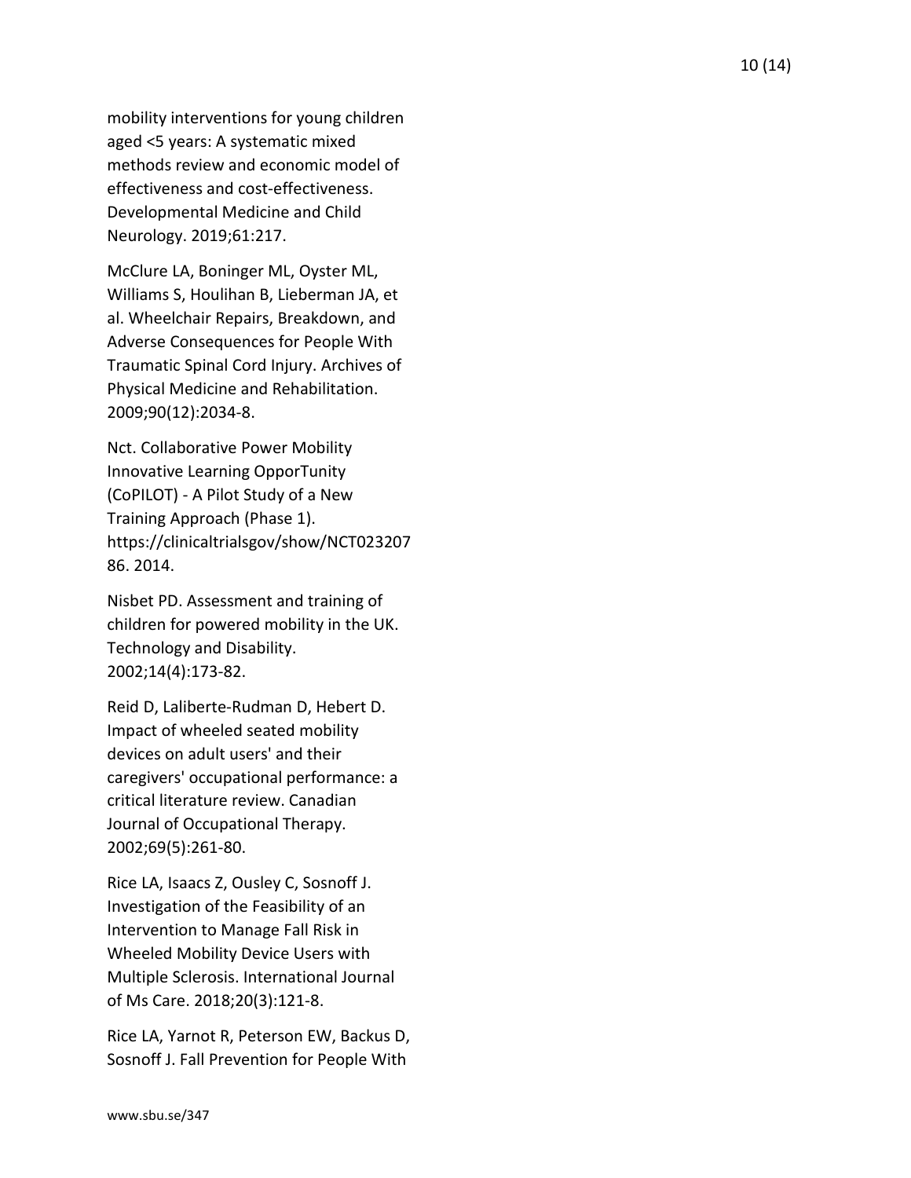mobility interventions for young children aged <5 years: A systematic mixed methods review and economic model of effectiveness and cost-effectiveness. Developmental Medicine and Child Neurology. 2019;61:217.

McClure LA, Boninger ML, Oyster ML, Williams S, Houlihan B, Lieberman JA, et al. Wheelchair Repairs, Breakdown, and Adverse Consequences for People With Traumatic Spinal Cord Injury. Archives of Physical Medicine and Rehabilitation. 2009;90(12):2034-8.

Nct. Collaborative Power Mobility Innovative Learning OpporTunity (CoPILOT) - A Pilot Study of a New Training Approach (Phase 1). https://clinicaltrialsgov/show/NCT02320786. 2014.

Nisbet PD. Assessment and training of children for powered mobility in the UK. Technology and Disability. 2002;14(4):173-82.

Reid D, Laliberte-Rudman D, Hebert D. Impact of wheeled seated mobility devices on adult users' and their caregivers' occupational performance: a critical literature review. Canadian Journal of Occupational Therapy. 2002;69(5):261-80.

Rice LA, Isaacs Z, Ousley C, Sosnoff J. Investigation of the Feasibility of an Intervention to Manage Fall Risk in Wheeled Mobility Device Users with Multiple Sclerosis. International Journal of Ms Care. 2018;20(3):121-8.

Rice LA, Yarnot R, Peterson EW, Backus D, Sosnoff J. Fall Prevention for People With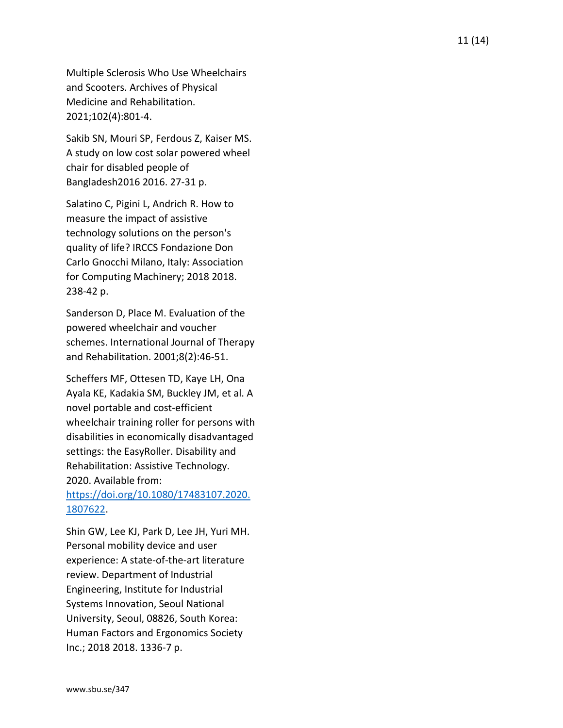Multiple Sclerosis Who Use Wheelchairs and Scooters. Archives of Physical Medicine and Rehabilitation. 2021;102(4):801-4.

Sakib SN, Mouri SP, Ferdous Z, Kaiser MS. A study on low cost solar powered wheel chair for disabled people of Bangladesh2016 2016. 27-31 p.

Salatino C, Pigini L, Andrich R. How to measure the impact of assistive technology solutions on the person's quality of life? IRCCS Fondazione Don Carlo Gnocchi Milano, Italy: Association for Computing Machinery; 2018 2018. 238-42 p.

Sanderson D, Place M. Evaluation of the powered wheelchair and voucher schemes. International Journal of Therapy and Rehabilitation. 2001;8(2):46-51.

Scheffers MF, Ottesen TD, Kaye LH, Ona Ayala KE, Kadakia SM, Buckley JM, et al. A novel portable and cost-efficient wheelchair training roller for persons with disabilities in economically disadvantaged settings: the EasyRoller. Disability and Rehabilitation: Assistive Technology. 2020. Available from: [https://doi.org/10.1080/17483107.2020.1807622](https://doi.org/10.1080/17483107.2020.1807622).

Shin GW, Lee KJ, Park D, Lee JH, Yuri MH. Personal mobility device and user experience: A state-of-the-art literature review. Department of Industrial Engineering, Institute for Industrial Systems Innovation, Seoul National University, Seoul, 08826, South Korea: Human Factors and Ergonomics Society Inc.; 2018 2018. 1336-7 p.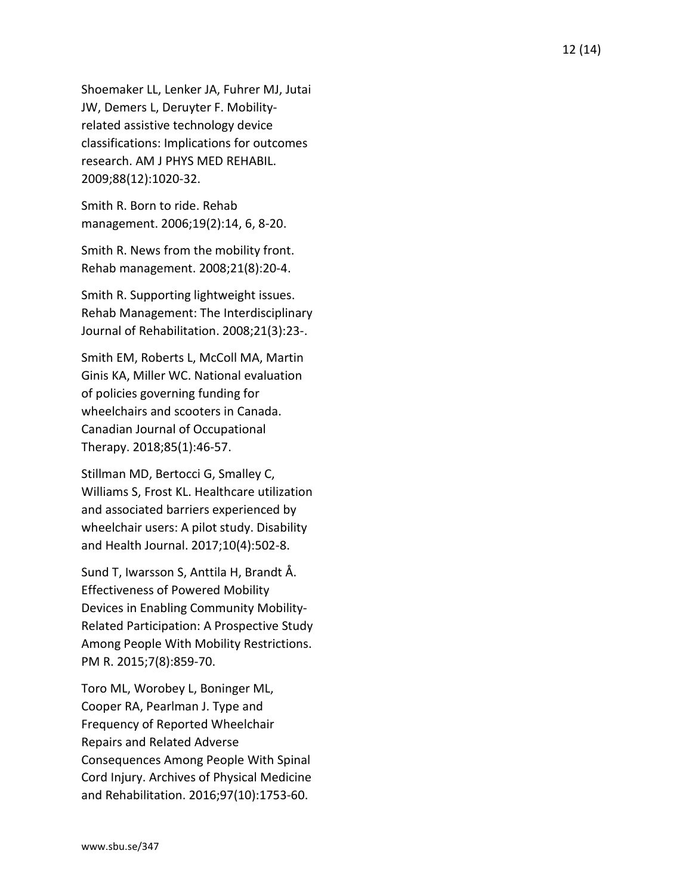Shoemaker LL, Lenker JA, Fuhrer MJ, Jutai JW, Demers L, Deruyter F. Mobility-related assistive technology device classifications: Implications for outcomes research. AM J PHYS MED REHABIL. 2009;88(12):1020-32.

Smith R. Born to ride. Rehab management. 2006;19(2):14, 6, 8-20.

Smith R. News from the mobility front. Rehab management. 2008;21(8):20-4.

Smith R. Supporting lightweight issues. Rehab Management: The Interdisciplinary Journal of Rehabilitation. 2008;21(3):23-.

Smith EM, Roberts L, McColl MA, Martin Ginis KA, Miller WC. National evaluation of policies governing funding for wheelchairs and scooters in Canada. Canadian Journal of Occupational Therapy. 2018;85(1):46-57.

Stillman MD, Bertocci G, Smalley C, Williams S, Frost KL. Healthcare utilization and associated barriers experienced by wheelchair users: A pilot study. Disability and Health Journal. 2017;10(4):502-8.

Sund T, Iwarsson S, Anttila H, Brandt Å. Effectiveness of Powered Mobility Devices in Enabling Community Mobility-Related Participation: A Prospective Study Among People With Mobility Restrictions. PM R. 2015;7(8):859-70.

Toro ML, Worobey L, Boninger ML, Cooper RA, Pearlman J. Type and Frequency of Reported Wheelchair Repairs and Related Adverse Consequences Among People With Spinal Cord Injury. Archives of Physical Medicine and Rehabilitation. 2016;97(10):1753-60.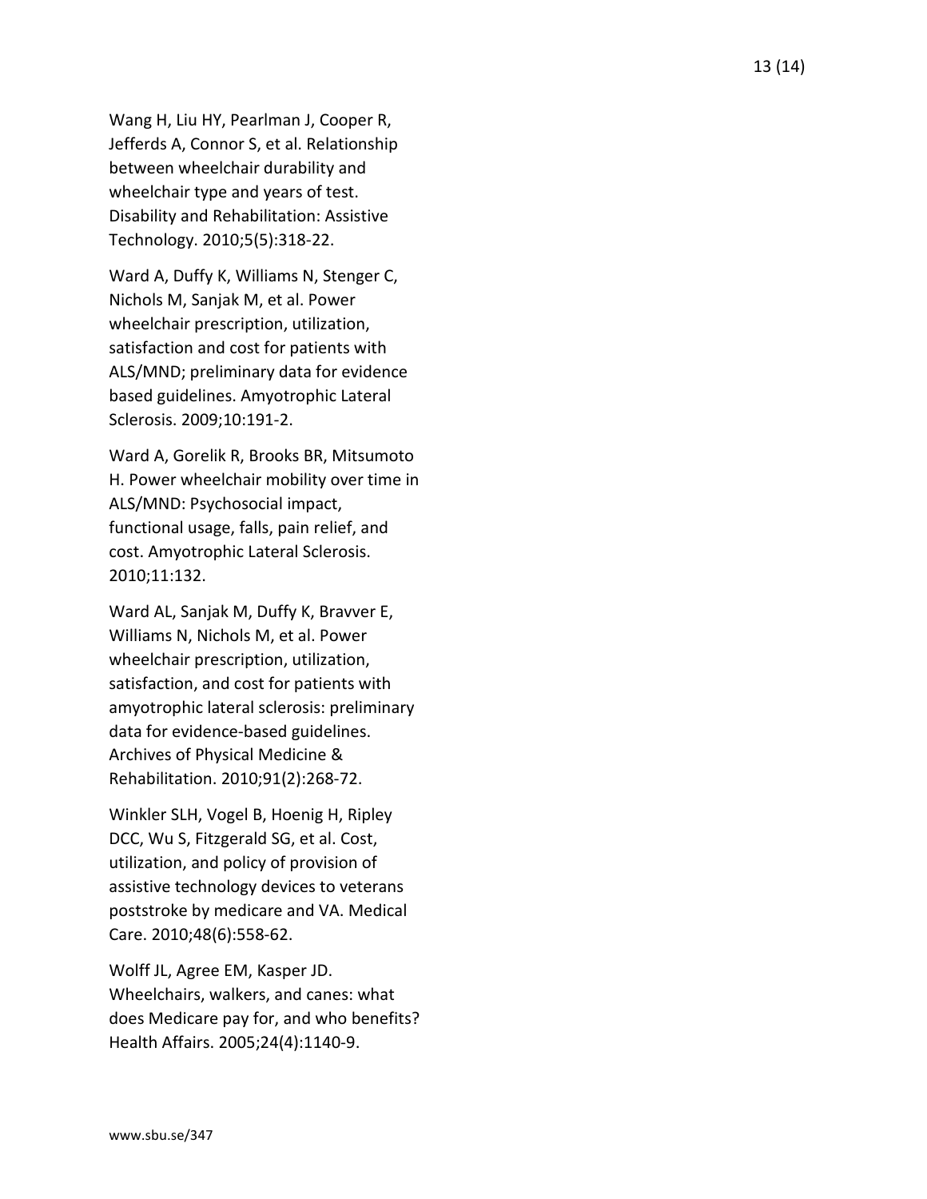Wang H, Liu HY, Pearlman J, Cooper R, Jefferds A, Connor S, et al. Relationship between wheelchair durability and wheelchair type and years of test. Disability and Rehabilitation: Assistive Technology. 2010;5(5):318-22.

Ward A, Duffy K, Williams N, Stenger C, Nichols M, Sanjak M, et al. Power wheelchair prescription, utilization, satisfaction and cost for patients with ALS/MND; preliminary data for evidence based guidelines. Amyotrophic Lateral Sclerosis. 2009;10:191-2.

Ward A, Gorelik R, Brooks BR, Mitsumoto H. Power wheelchair mobility over time in ALS/MND: Psychosocial impact, functional usage, falls, pain relief, and cost. Amyotrophic Lateral Sclerosis. 2010;11:132.

Ward AL, Sanjak M, Duffy K, Bravver E, Williams N, Nichols M, et al. Power wheelchair prescription, utilization, satisfaction, and cost for patients with amyotrophic lateral sclerosis: preliminary data for evidence-based guidelines. Archives of Physical Medicine & Rehabilitation. 2010;91(2):268-72.

Winkler SLH, Vogel B, Hoenig H, Ripley DCC, Wu S, Fitzgerald SG, et al. Cost, utilization, and policy of provision of assistive technology devices to veterans poststroke by medicare and VA. Medical Care. 2010;48(6):558-62.

Wolff JL, Agree EM, Kasper JD. Wheelchairs, walkers, and canes: what does Medicare pay for, and who benefits? Health Affairs. 2005;24(4):1140-9.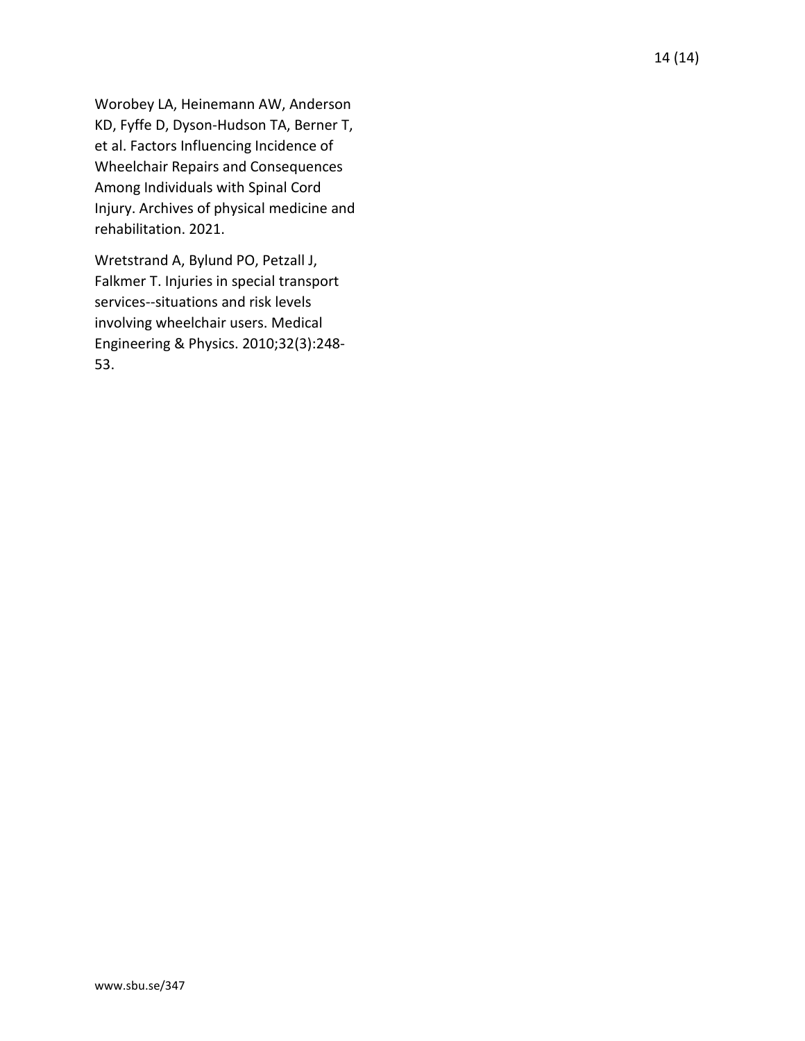Worobey LA, Heinemann AW, Anderson KD, Fyffe D, Dyson-Hudson TA, Berner T, et al. Factors Influencing Incidence of Wheelchair Repairs and Consequences Among Individuals with Spinal Cord Injury. Archives of physical medicine and rehabilitation. 2021.

Wretstrand A, Bylund PO, Petzall J, Falkmer T. Injuries in special transport services--situations and risk levels involving wheelchair users. Medical Engineering & Physics. 2010;32(3):248-53.